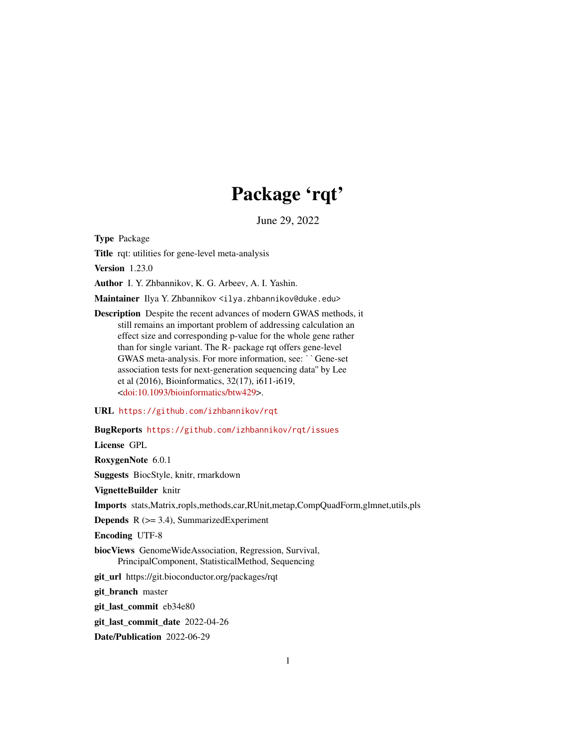# Package 'rqt'

June 29, 2022

**Type** Package

**Title** rqt: utilities for gene-level meta-analysis

**Version** 1.23.0

**Author** I. Y. Zhbannikov, K. G. Arbeev, A. I. Yashin.

**Maintainer** Ilya Y. Zhbannikov <ilya.zhbannikov@duke.edu>

**Description** Despite the recent advances of modern GWAS methods, it still remains an important problem of addressing calculation an effect size and corresponding p-value for the whole gene rather than for single variant. The R- package rqt offers gene-level GWAS meta-analysis. For more information, see: ``Gene-set association tests for next-generation sequencing data'' by Lee et al (2016), Bioinformatics, 32(17), i611-i619, <doi:10.1093/bioinformatics/btw429>.

**URL** https://github.com/izhbannikov/rqt

**BugReports** https://github.com/izhbannikov/rqt/issues

**License** GPL

**RoxygenNote** 6.0.1

**Suggests** BiocStyle, knitr, rmarkdown

**VignetteBuilder** knitr

**Imports** stats,Matrix,ropls,methods,car,RUnit,metap,CompQuadForm,glmnet,utils,pls

**Depends** R (>= 3.4), SummarizedExperiment

**Encoding** UTF-8

**biocViews** GenomeWideAssociation, Regression, Survival, PrincipalComponent, StatisticalMethod, Sequencing

**git_url** https://git.bioconductor.org/packages/rqt

**git_branch** master

**git_last_commit** eb34e80

**git_last_commit_date** 2022-04-26

**Date/Publication** 2022-06-29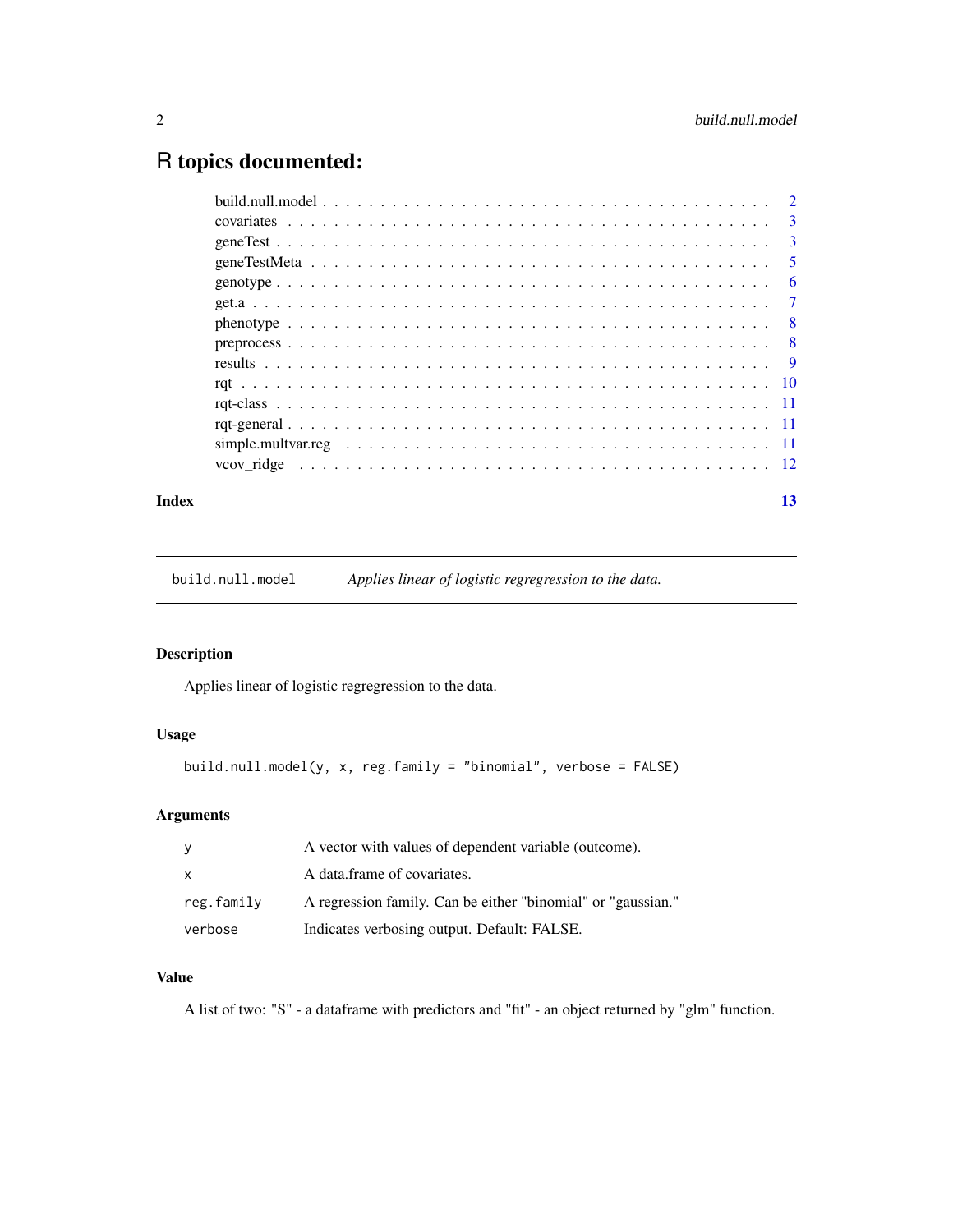# R topics documented:

| | |
|---|---|
| build.null.model | 2 |
| covariates | 3 |
| geneTest | 3 |
| geneTestMeta | 5 |
| genotype | 6 |
| get.a | 7 |
| phenotype | 8 |
| preprocess | 8 |
| results | 9 |
| rqt | 10 |
| rqt-class | 11 |
| rqt-general | 11 |
| simple.multvar.reg | 11 |
| vcov_ridge | 12 |
| **Index** | **13** |

---

`build.null.model` *Applies linear of logistic regregression to the data.*

---

## Description

Applies linear of logistic regregression to the data.

## Usage

```
build.null.model(y, x, reg.family = "binomial", verbose = FALSE)
```

## Arguments

| | |
|---|---|
| `y` | A vector with values of dependent variable (outcome). |
| `x` | A data.frame of covariates. |
| `reg.family` | A regression family. Can be either "binomial" or "gaussian." |
| `verbose` | Indicates verbosing output. Default: FALSE. |

## Value

A list of two: "S" - a dataframe with predictors and "fit" - an object returned by "glm" function.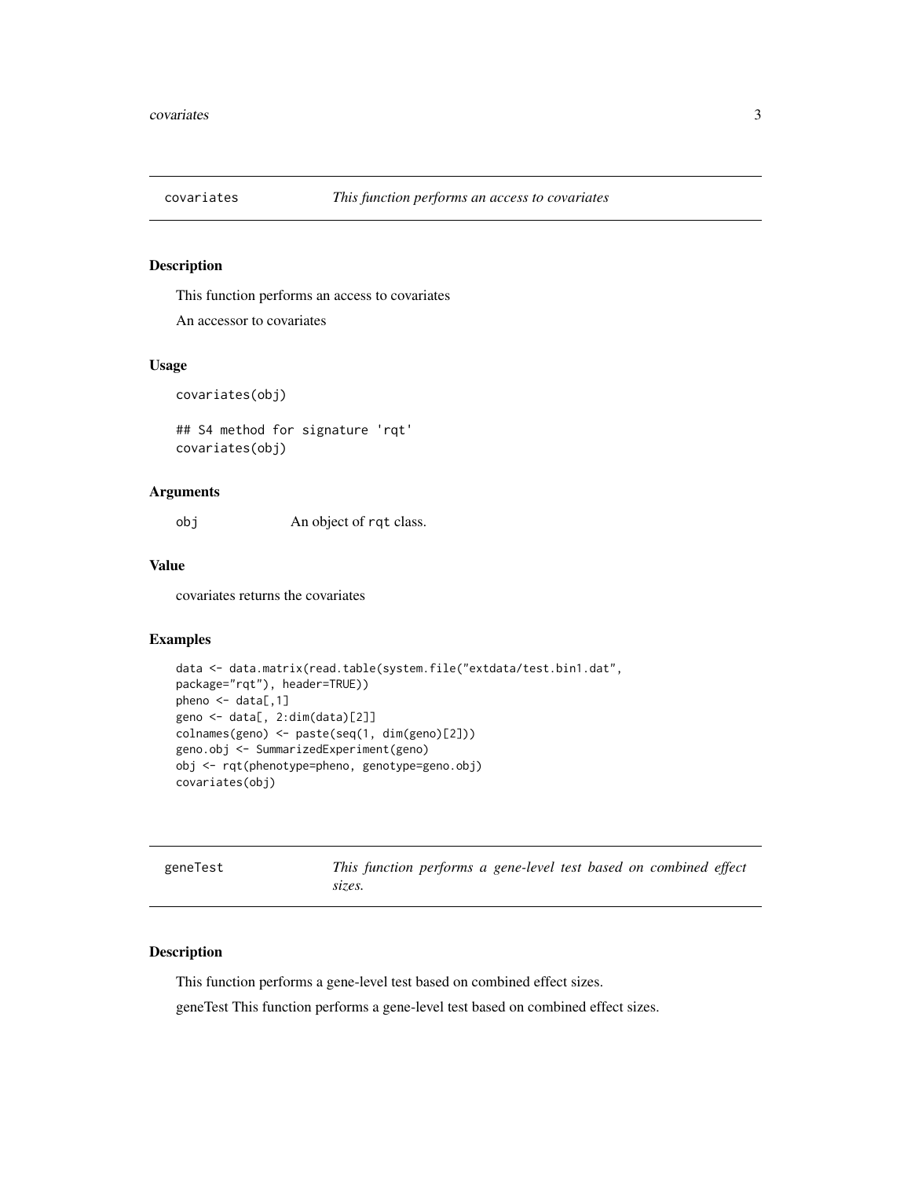## covariates — *This function performs an access to covariates*

### Description

This function performs an access to covariates

An accessor to covariates

### Usage

```
covariates(obj)

## S4 method for signature 'rqt'
covariates(obj)
```

### Arguments

| | |
|---|---|
| obj | An object of rqt class. |

### Value

covariates returns the covariates

### Examples

```
data <- data.matrix(read.table(system.file("extdata/test.bin1.dat",
package="rqt"), header=TRUE))
pheno <- data[,1]
geno <- data[, 2:dim(data)[2]]
colnames(geno) <- paste(seq(1, dim(geno)[2]))
geno.obj <- SummarizedExperiment(geno)
obj <- rqt(phenotype=pheno, genotype=geno.obj)
covariates(obj)
```

## geneTest — *This function performs a gene-level test based on combined effect sizes.*

### Description

This function performs a gene-level test based on combined effect sizes.

geneTest This function performs a gene-level test based on combined effect sizes.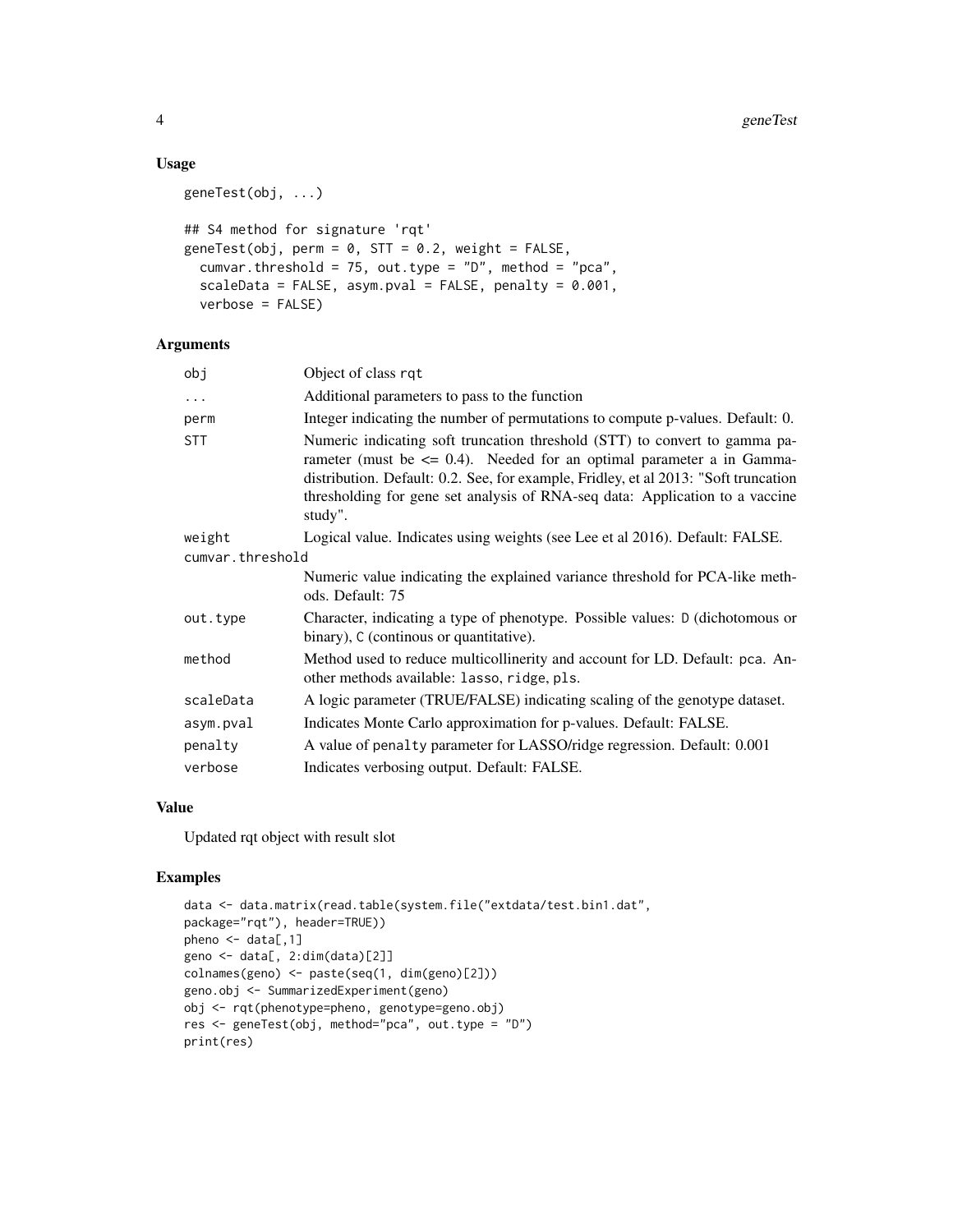## Usage

```
geneTest(obj, ...)

## S4 method for signature 'rqt'
geneTest(obj, perm = 0, STT = 0.2, weight = FALSE,
  cumvar.threshold = 75, out.type = "D", method = "pca",
  scaleData = FALSE, asym.pval = FALSE, penalty = 0.001,
  verbose = FALSE)
```

## Arguments

| Argument | Description |
|---|---|
| `obj` | Object of class `rqt` |
| `...` | Additional parameters to pass to the function |
| `perm` | Integer indicating the number of permutations to compute p-values. Default: 0. |
| `STT` | Numeric indicating soft truncation threshold (STT) to convert to gamma parameter (must be <= 0.4). Needed for an optimal parameter a in Gamma-distribution. Default: 0.2. See, for example, Fridley, et al 2013: "Soft truncation thresholding for gene set analysis of RNA-seq data: Application to a vaccine study". |
| `weight` | Logical value. Indicates using weights (see Lee et al 2016). Default: FALSE. |
| `cumvar.threshold` | Numeric value indicating the explained variance threshold for PCA-like methods. Default: 75 |
| `out.type` | Character, indicating a type of phenotype. Possible values: `D` (dichotomous or binary), `C` (continous or quantitative). |
| `method` | Method used to reduce multicollinerity and account for LD. Default: `pca`. Another methods available: `lasso`, `ridge`, `pls`. |
| `scaleData` | A logic parameter (TRUE/FALSE) indicating scaling of the genotype dataset. |
| `asym.pval` | Indicates Monte Carlo approximation for p-values. Default: FALSE. |
| `penalty` | A value of `penalty` parameter for LASSO/ridge regression. Default: 0.001 |
| `verbose` | Indicates verbosing output. Default: FALSE. |

## Value

Updated rqt object with result slot

## Examples

```
data <- data.matrix(read.table(system.file("extdata/test.bin1.dat",
package="rqt"), header=TRUE))
pheno <- data[,1]
geno <- data[, 2:dim(data)[2]]
colnames(geno) <- paste(seq(1, dim(geno)[2]))
geno.obj <- SummarizedExperiment(geno)
obj <- rqt(phenotype=pheno, genotype=geno.obj)
res <- geneTest(obj, method="pca", out.type = "D")
print(res)
```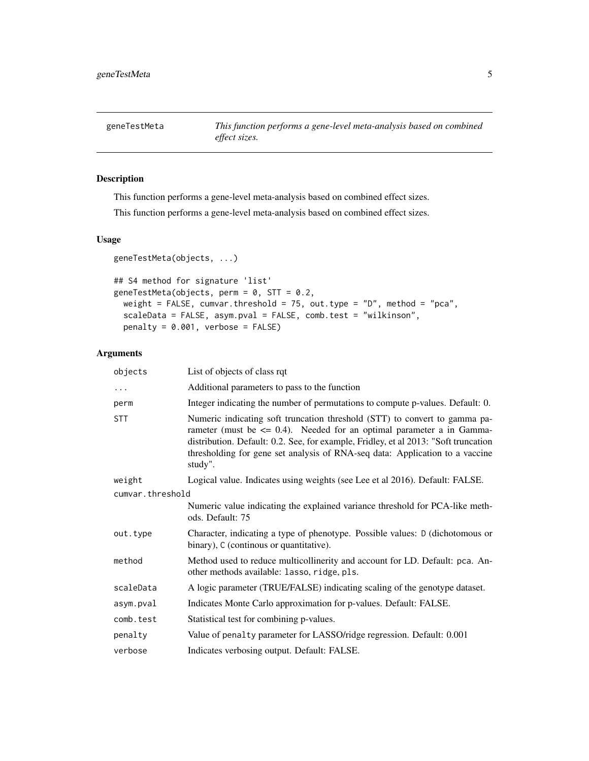# geneTestMeta — *This function performs a gene-level meta-analysis based on combined effect sizes.*

## Description

This function performs a gene-level meta-analysis based on combined effect sizes.

This function performs a gene-level meta-analysis based on combined effect sizes.

## Usage

```
geneTestMeta(objects, ...)

## S4 method for signature 'list'
geneTestMeta(objects, perm = 0, STT = 0.2,
  weight = FALSE, cumvar.threshold = 75, out.type = "D", method = "pca",
  scaleData = FALSE, asym.pval = FALSE, comb.test = "wilkinson",
  penalty = 0.001, verbose = FALSE)
```

## Arguments

| Argument | Description |
|---|---|
| `objects` | List of objects of class rqt |
| `...` | Additional parameters to pass to the function |
| `perm` | Integer indicating the number of permutations to compute p-values. Default: 0. |
| `STT` | Numeric indicating soft truncation threshold (STT) to convert to gamma parameter (must be <= 0.4). Needed for an optimal parameter a in Gamma-distribution. Default: 0.2. See, for example, Fridley, et al 2013: "Soft truncation thresholding for gene set analysis of RNA-seq data: Application to a vaccine study". |
| `weight` | Logical value. Indicates using weights (see Lee et al 2016). Default: FALSE. |
| `cumvar.threshold` | Numeric value indicating the explained variance threshold for PCA-like methods. Default: 75 |
| `out.type` | Character, indicating a type of phenotype. Possible values: `D` (dichotomous or binary), `C` (continous or quantitative). |
| `method` | Method used to reduce multicollinerity and account for LD. Default: `pca`. Another methods available: `lasso`, `ridge`, `pls`. |
| `scaleData` | A logic parameter (TRUE/FALSE) indicating scaling of the genotype dataset. |
| `asym.pval` | Indicates Monte Carlo approximation for p-values. Default: FALSE. |
| `comb.test` | Statistical test for combining p-values. |
| `penalty` | Value of `penalty` parameter for LASSO/ridge regression. Default: 0.001 |
| `verbose` | Indicates verbosing output. Default: FALSE. |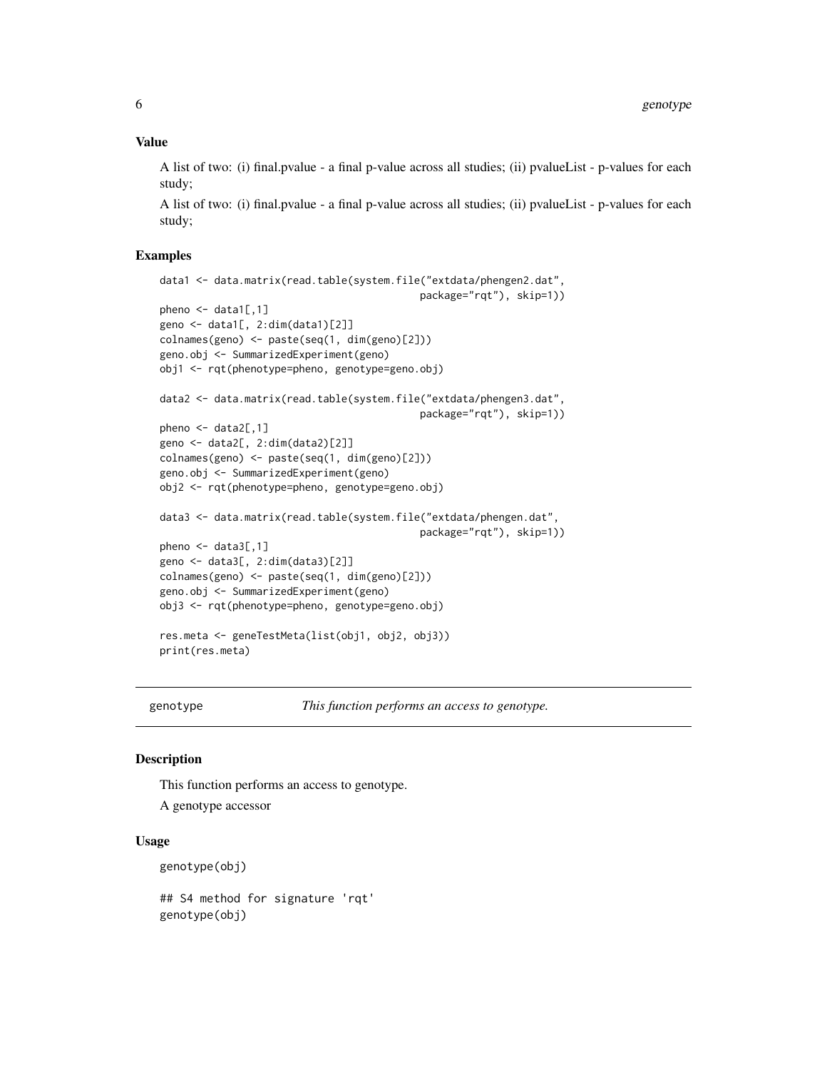### Value

A list of two: (i) final.pvalue - a final p-value across all studies; (ii) pvalueList - p-values for each study;

A list of two: (i) final.pvalue - a final p-value across all studies; (ii) pvalueList - p-values for each study;

### Examples

```
data1 <- data.matrix(read.table(system.file("extdata/phengen2.dat",
                                            package="rqt"), skip=1))
pheno <- data1[,1]
geno <- data1[, 2:dim(data1)[2]]
colnames(geno) <- paste(seq(1, dim(geno)[2]))
geno.obj <- SummarizedExperiment(geno)
obj1 <- rqt(phenotype=pheno, genotype=geno.obj)

data2 <- data.matrix(read.table(system.file("extdata/phengen3.dat",
                                            package="rqt"), skip=1))
pheno <- data2[,1]
geno <- data2[, 2:dim(data2)[2]]
colnames(geno) <- paste(seq(1, dim(geno)[2]))
geno.obj <- SummarizedExperiment(geno)
obj2 <- rqt(phenotype=pheno, genotype=geno.obj)

data3 <- data.matrix(read.table(system.file("extdata/phengen.dat",
                                            package="rqt"), skip=1))
pheno <- data3[,1]
geno <- data3[, 2:dim(data3)[2]]
colnames(geno) <- paste(seq(1, dim(geno)[2]))
geno.obj <- SummarizedExperiment(geno)
obj3 <- rqt(phenotype=pheno, genotype=geno.obj)

res.meta <- geneTestMeta(list(obj1, obj2, obj3))
print(res.meta)
```

---

## genotype *This function performs an access to genotype.*

---

### Description

This function performs an access to genotype.

A genotype accessor

### Usage

```
genotype(obj)

## S4 method for signature 'rqt'
genotype(obj)
```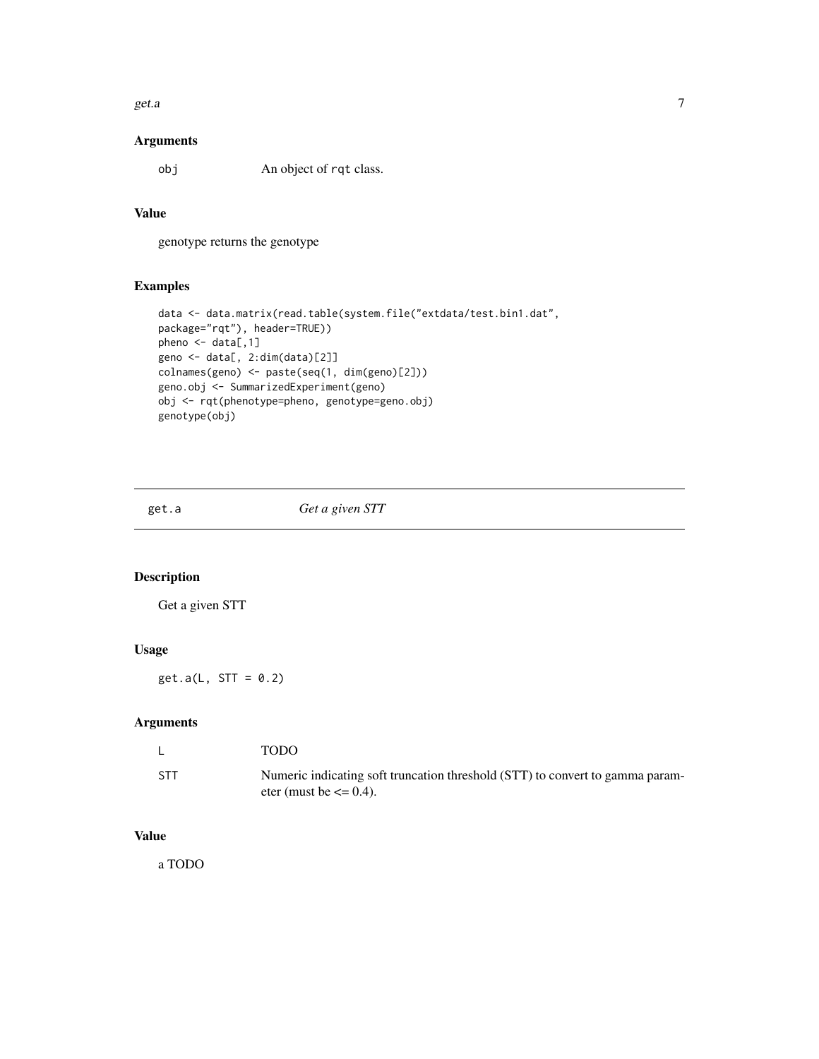## Arguments

| | |
|---|---|
| obj | An object of rqt class. |

## Value

genotype returns the genotype

## Examples

```
data <- data.matrix(read.table(system.file("extdata/test.bin1.dat",
package="rqt"), header=TRUE))
pheno <- data[,1]
geno <- data[, 2:dim(data)[2]]
colnames(geno) <- paste(seq(1, dim(geno)[2]))
geno.obj <- SummarizedExperiment(geno)
obj <- rqt(phenotype=pheno, genotype=geno.obj)
genotype(obj)
```

---

# get.a *Get a given STT*

---

## Description

Get a given STT

## Usage

```
get.a(L, STT = 0.2)
```

## Arguments

| | |
|---|---|
| L | TODO |
| STT | Numeric indicating soft truncation threshold (STT) to convert to gamma parameter (must be <= 0.4). |

## Value

a TODO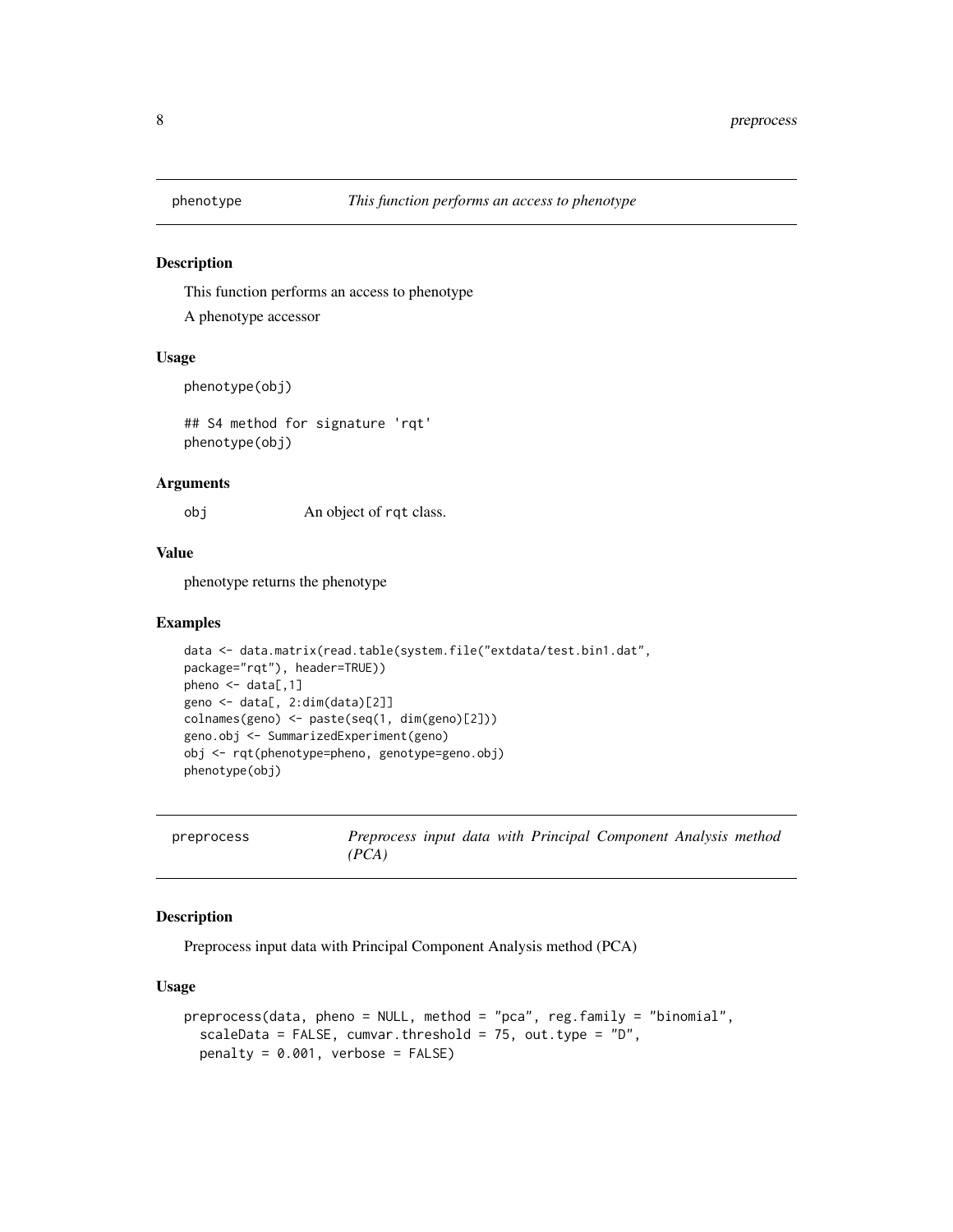## phenotype    *This function performs an access to phenotype*

### Description

This function performs an access to phenotype

A phenotype accessor

### Usage

```
phenotype(obj)

## S4 method for signature 'rqt'
phenotype(obj)
```

### Arguments

`obj`    An object of `rqt` class.

### Value

phenotype returns the phenotype

### Examples

```
data <- data.matrix(read.table(system.file("extdata/test.bin1.dat",
package="rqt"), header=TRUE))
pheno <- data[,1]
geno <- data[, 2:dim(data)[2]]
colnames(geno) <- paste(seq(1, dim(geno)[2]))
geno.obj <- SummarizedExperiment(geno)
obj <- rqt(phenotype=pheno, genotype=geno.obj)
phenotype(obj)
```

## preprocess    *Preprocess input data with Principal Component Analysis method (PCA)*

### Description

Preprocess input data with Principal Component Analysis method (PCA)

### Usage

```
preprocess(data, pheno = NULL, method = "pca", reg.family = "binomial",
  scaleData = FALSE, cumvar.threshold = 75, out.type = "D",
  penalty = 0.001, verbose = FALSE)
```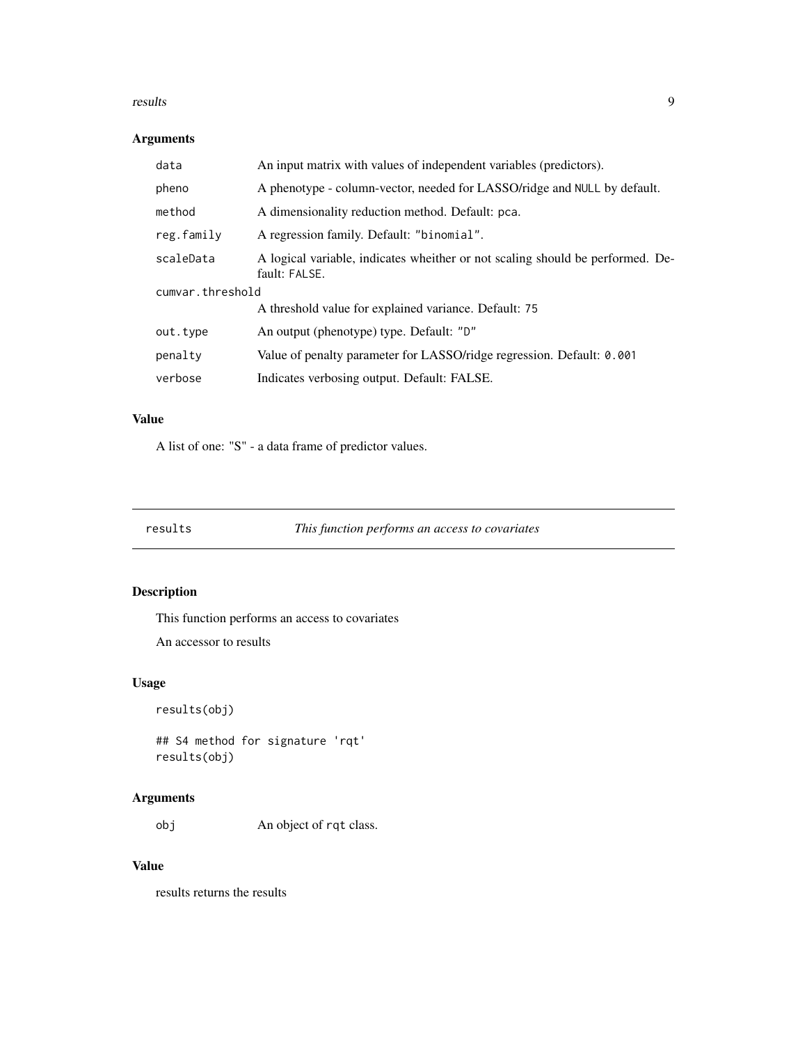## Arguments

| | |
|---|---|
| `data` | An input matrix with values of independent variables (predictors). |
| `pheno` | A phenotype - column-vector, needed for LASSO/ridge and `NULL` by default. |
| `method` | A dimensionality reduction method. Default: `pca`. |
| `reg.family` | A regression family. Default: `"binomial"`. |
| `scaleData` | A logical variable, indicates wheither or not scaling should be performed. Default: `FALSE`. |
| `cumvar.threshold` | A threshold value for explained variance. Default: `75` |
| `out.type` | An output (phenotype) type. Default: `"D"` |
| `penalty` | Value of penalty parameter for LASSO/ridge regression. Default: `0.001` |
| `verbose` | Indicates verbosing output. Default: FALSE. |

## Value

A list of one: "S" - a data frame of predictor values.

---

# `results` *This function performs an access to covariates*

## Description

This function performs an access to covariates

An accessor to results

## Usage

```
results(obj)

## S4 method for signature 'rqt'
results(obj)
```

## Arguments

| | |
|---|---|
| `obj` | An object of `rqt` class. |

## Value

results returns the results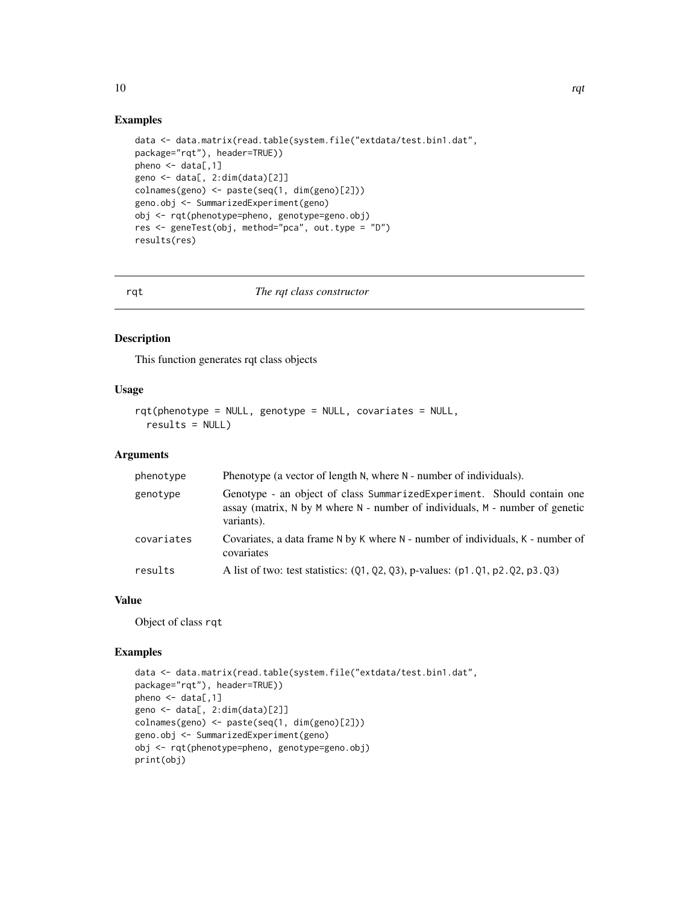## Examples

```
data <- data.matrix(read.table(system.file("extdata/test.bin1.dat",
package="rqt"), header=TRUE))
pheno <- data[,1]
geno <- data[, 2:dim(data)[2]]
colnames(geno) <- paste(seq(1, dim(geno)[2]))
geno.obj <- SummarizedExperiment(geno)
obj <- rqt(phenotype=pheno, genotype=geno.obj)
res <- geneTest(obj, method="pca", out.type = "D")
results(res)
```

---

rqt *The rqt class constructor*

---

## Description

This function generates rqt class objects

## Usage

```
rqt(phenotype = NULL, genotype = NULL, covariates = NULL,
  results = NULL)
```

## Arguments

| | |
|---|---|
| phenotype | Phenotype (a vector of length N, where N - number of individuals). |
| genotype | Genotype - an object of class SummarizedExperiment. Should contain one assay (matrix, N by M where N - number of individuals, M - number of genetic variants). |
| covariates | Covariates, a data frame N by K where N - number of individuals, K - number of covariates |
| results | A list of two: test statistics: (Q1, Q2, Q3), p-values: (p1.Q1, p2.Q2, p3.Q3) |

## Value

Object of class rqt

## Examples

```
data <- data.matrix(read.table(system.file("extdata/test.bin1.dat",
package="rqt"), header=TRUE))
pheno <- data[,1]
geno <- data[, 2:dim(data)[2]]
colnames(geno) <- paste(seq(1, dim(geno)[2]))
geno.obj <- SummarizedExperiment(geno)
obj <- rqt(phenotype=pheno, genotype=geno.obj)
print(obj)
```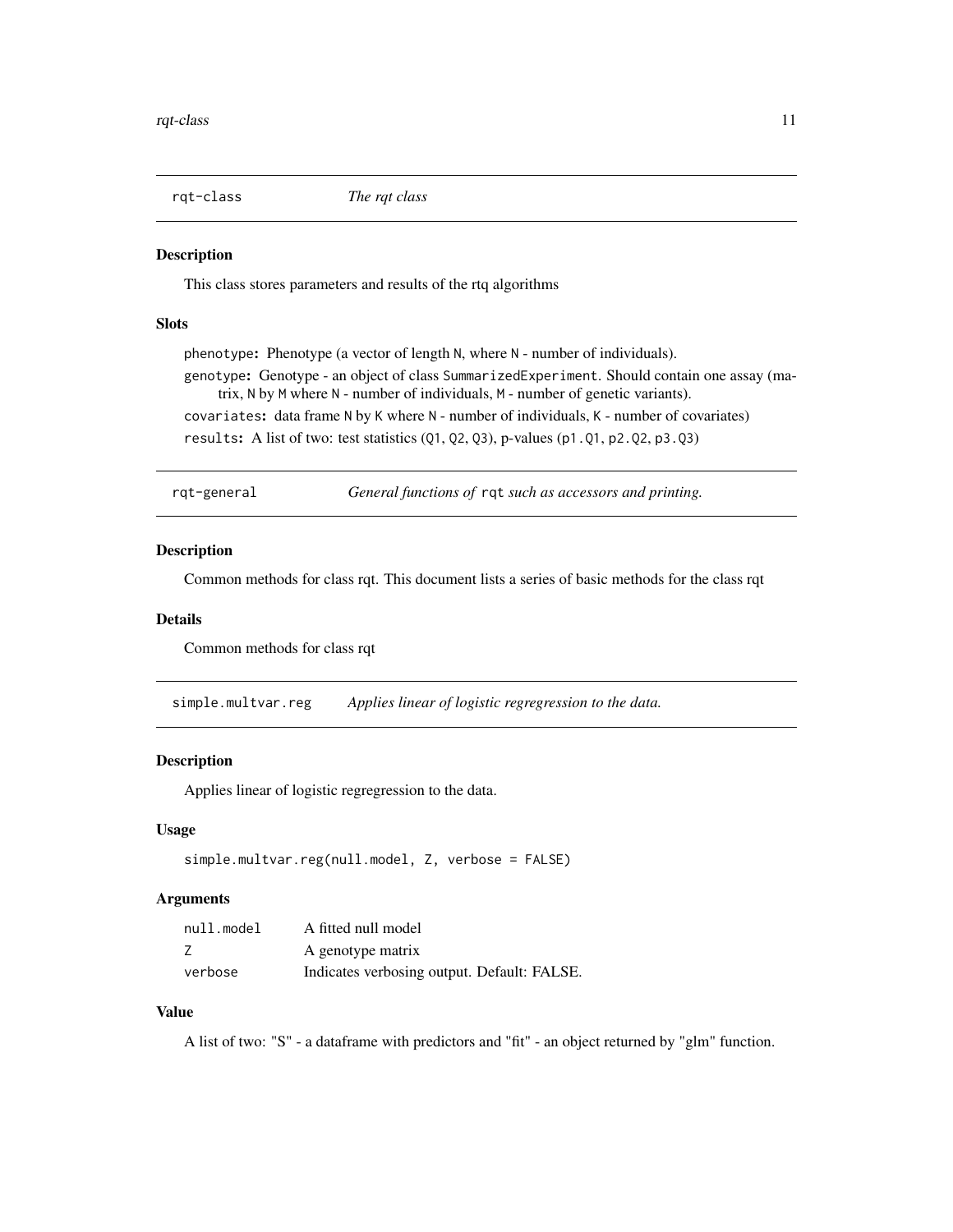## `rqt-class` *The rqt class*

### Description

This class stores parameters and results of the rtq algorithms

### Slots

`phenotype`: Phenotype (a vector of length `N`, where `N` - number of individuals).

`genotype`: Genotype - an object of class `SummarizedExperiment`. Should contain one assay (matrix, `N` by `M` where `N` - number of individuals, `M` - number of genetic variants).

`covariates`: data frame `N` by `K` where `N` - number of individuals, `K` - number of covariates)

`results`: A list of two: test statistics (`Q1`, `Q2`, `Q3`), p-values (`p1.Q1`, `p2.Q2`, `p3.Q3`)

## `rqt-general` *General functions of* `rqt` *such as accessors and printing.*

### Description

Common methods for class rqt. This document lists a series of basic methods for the class rqt

### Details

Common methods for class rqt

## `simple.multvar.reg` *Applies linear of logistic regregression to the data.*

### Description

Applies linear of logistic regregression to the data.

### Usage

```
simple.multvar.reg(null.model, Z, verbose = FALSE)
```

### Arguments

| | |
|---|---|
| `null.model` | A fitted null model |
| `Z` | A genotype matrix |
| `verbose` | Indicates verbosing output. Default: FALSE. |

### Value

A list of two: "S" - a dataframe with predictors and "fit" - an object returned by "glm" function.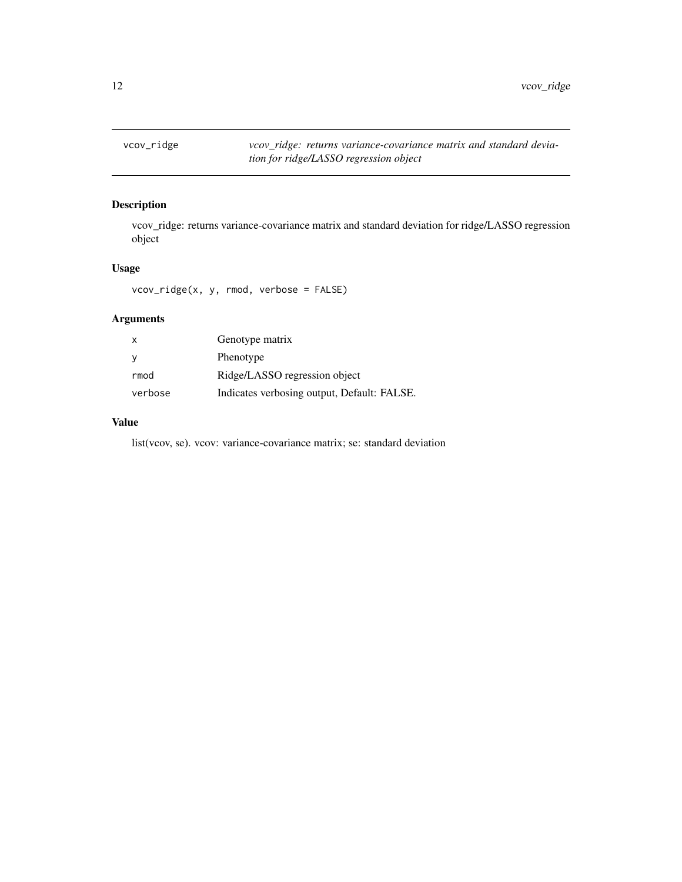# vcov_ridge

*vcov_ridge: returns variance-covariance matrix and standard deviation for ridge/LASSO regression object*

## Description

vcov_ridge: returns variance-covariance matrix and standard deviation for ridge/LASSO regression object

## Usage

```
vcov_ridge(x, y, rmod, verbose = FALSE)
```

## Arguments

| | |
|---|---|
| x | Genotype matrix |
| y | Phenotype |
| rmod | Ridge/LASSO regression object |
| verbose | Indicates verbosing output, Default: FALSE. |

## Value

list(vcov, se). vcov: variance-covariance matrix; se: standard deviation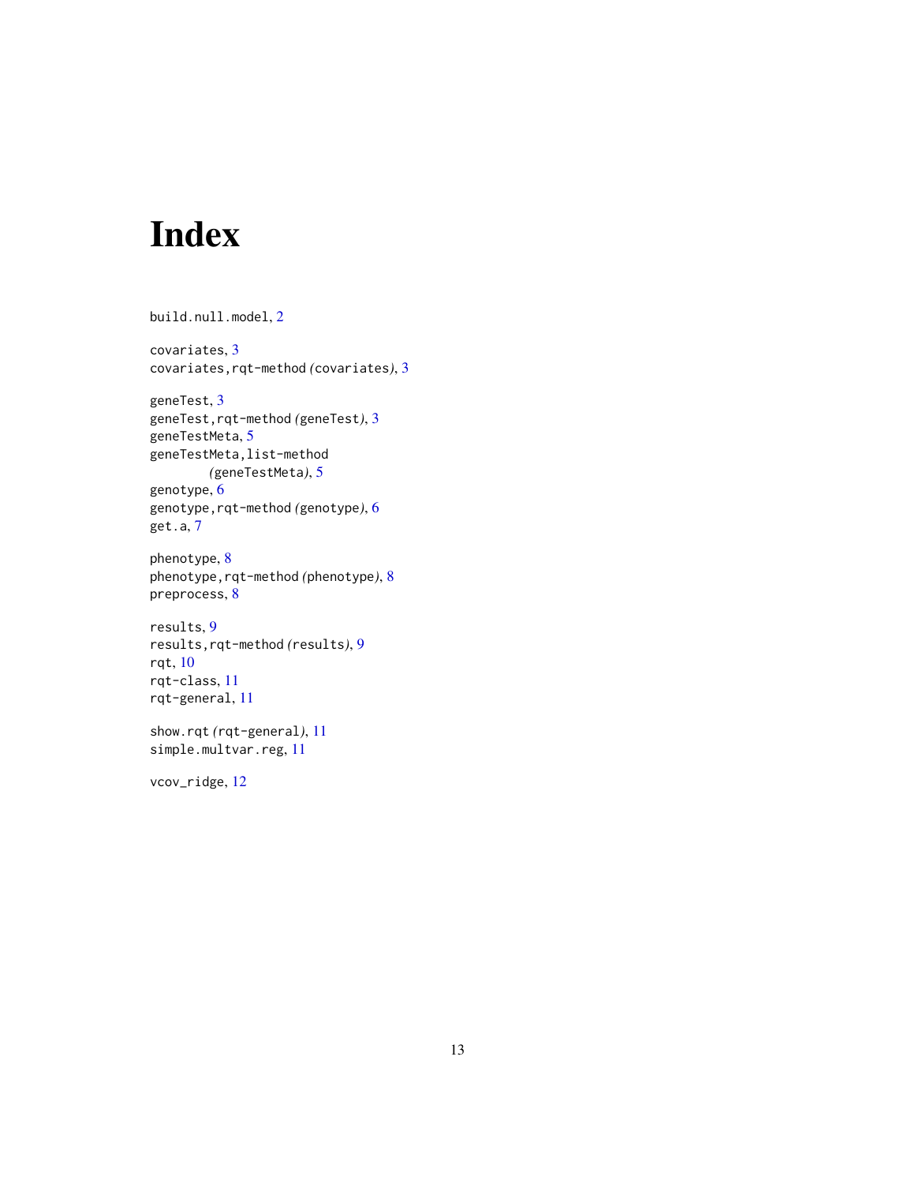# Index

build.null.model, 2

covariates, 3
covariates,rqt-method *(covariates)*, 3

geneTest, 3
geneTest,rqt-method *(geneTest)*, 3
geneTestMeta, 5
geneTestMeta,list-method *(geneTestMeta)*, 5
genotype, 6
genotype,rqt-method *(genotype)*, 6
get.a, 7

phenotype, 8
phenotype,rqt-method *(phenotype)*, 8
preprocess, 8

results, 9
results,rqt-method *(results)*, 9
rqt, 10
rqt-class, 11
rqt-general, 11

show.rqt *(rqt-general)*, 11
simple.multvar.reg, 11

vcov_ridge, 12